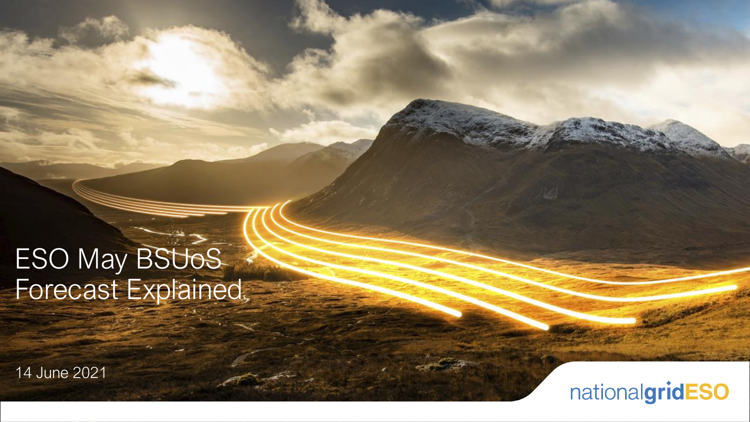# ESO May BSUoS Forecast Explained

14 June 2021

nationalgridESO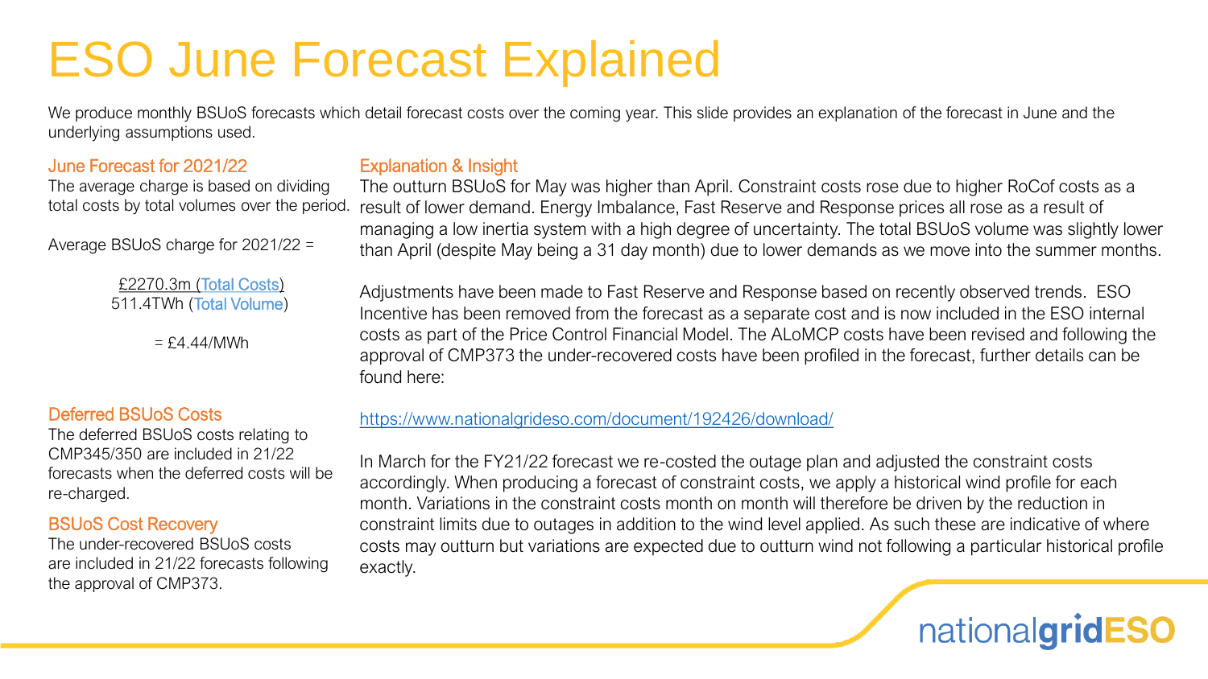# ESO June Forecast Explained

We produce monthly BSUoS forecasts which detail forecast costs over the coming year. This slide provides an explanation of the forecast in June and the underlying assumptions used.

## June Forecast for 2021/22

The average charge is based on dividing total costs by total volumes over the period.

Average BSUoS charge for 2021/22 =

£2270.3m (Total Costs)
511.4TWh (Total Volume)

= £4.44/MWh

## Deferred BSUoS Costs

The deferred BSUoS costs relating to CMP345/350 are included in 21/22 forecasts when the deferred costs will be re-charged.

## BSUoS Cost Recovery

The under-recovered BSUoS costs are included in 21/22 forecasts following the approval of CMP373.

## Explanation & Insight

The outturn BSUoS for May was higher than April. Constraint costs rose due to higher RoCof costs as a result of lower demand. Energy Imbalance, Fast Reserve and Response prices all rose as a result of managing a low inertia system with a high degree of uncertainty. The total BSUoS volume was slightly lower than April (despite May being a 31 day month) due to lower demands as we move into the summer months.

Adjustments have been made to Fast Reserve and Response based on recently observed trends. ESO Incentive has been removed from the forecast as a separate cost and is now included in the ESO internal costs as part of the Price Control Financial Model. The ALoMCP costs have been revised and following the approval of CMP373 the under-recovered costs have been profiled in the forecast, further details can be found here:

https://www.nationalgrideso.com/document/192426/download/

In March for the FY21/22 forecast we re-costed the outage plan and adjusted the constraint costs accordingly. When producing a forecast of constraint costs, we apply a historical wind profile for each month. Variations in the constraint costs month on month will therefore be driven by the reduction in constraint limits due to outages in addition to the wind level applied. As such these are indicative of where costs may outturn but variations are expected due to outturn wind not following a particular historical profile exactly.